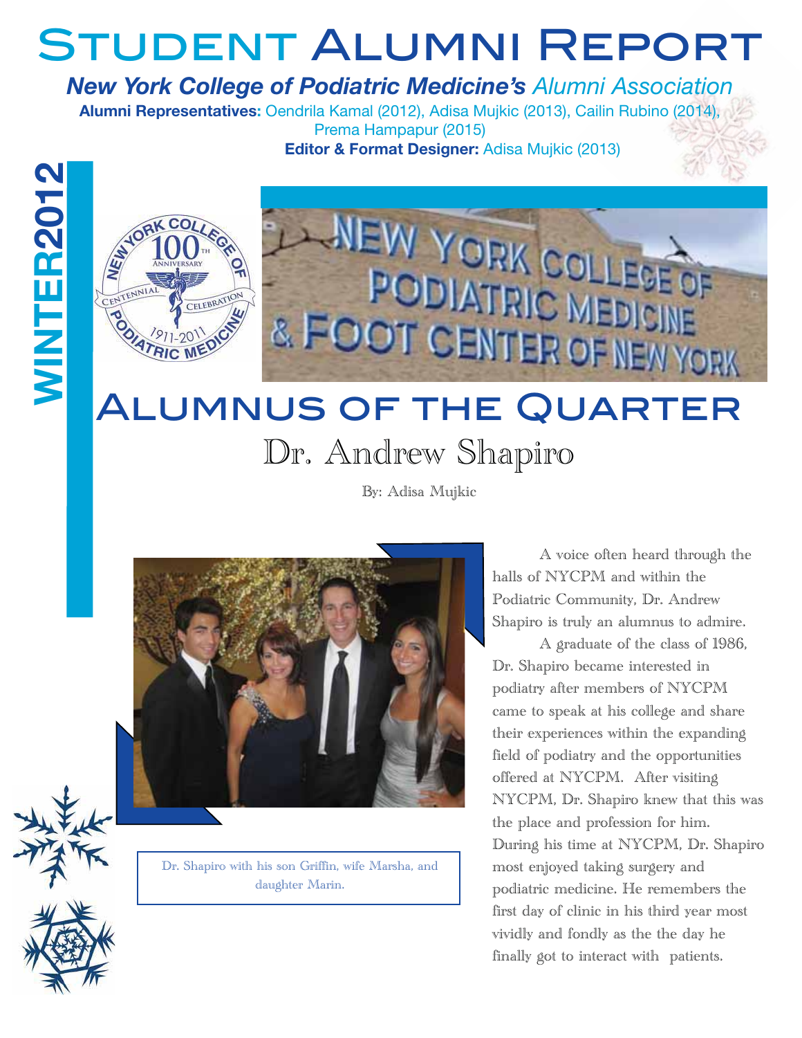# Student Alumni Report

***New York College of Podiatric Medicine's*** *Alumni Association*

**Alumni Representatives:** Oendrila Kamal (2012), Adisa Mujkic (2013), Cailin Rubino (2014), Prema Hampapur (2015)

**Editor & Format Designer:** Adisa Mujkic (2013)

**WINTER 2012**

## Alumnus of the Quarter

### Dr. Andrew Shapiro

By: Adisa Mujkic

Dr. Shapiro with his son Griffin, wife Marsha, and daughter Marin.

A voice often heard through the halls of NYCPM and within the Podiatric Community, Dr. Andrew Shapiro is truly an alumnus to admire.

A graduate of the class of 1986, Dr. Shapiro became interested in podiatry after members of NYCPM came to speak at his college and share their experiences within the expanding field of podiatry and the opportunities offered at NYCPM. After visiting NYCPM, Dr. Shapiro knew that this was the place and profession for him. During his time at NYCPM, Dr. Shapiro most enjoyed taking surgery and podiatric medicine. He remembers the first day of clinic in his third year most vividly and fondly as the the day he finally got to interact with patients.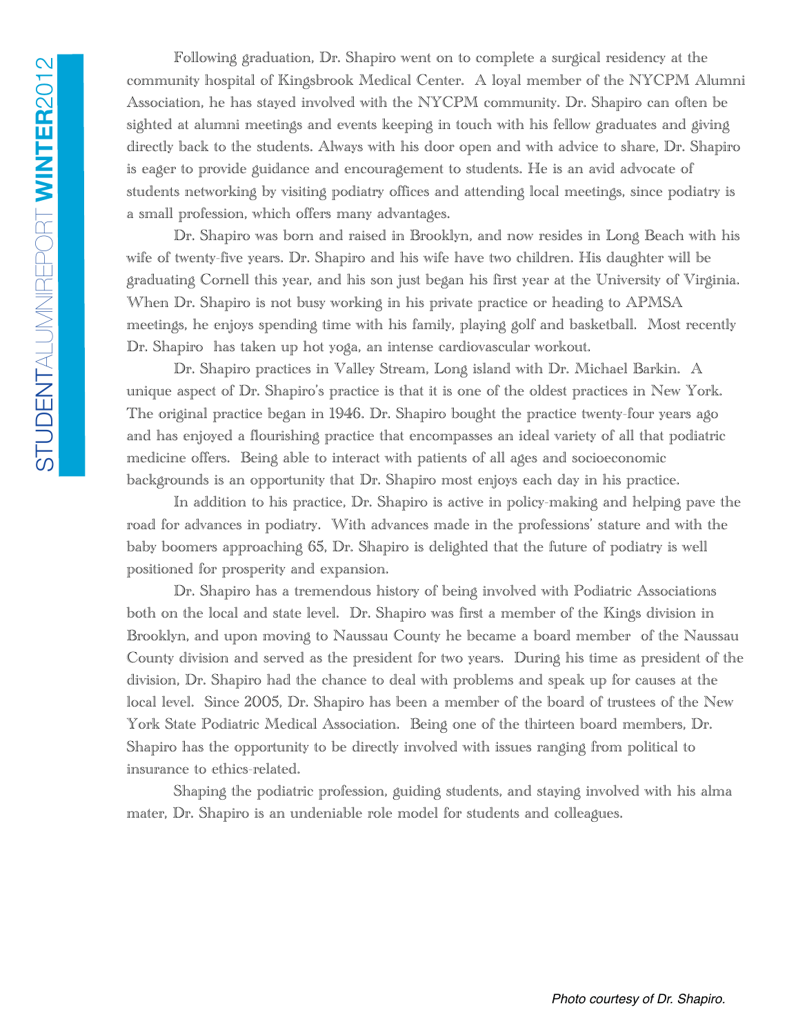Following graduation, Dr. Shapiro went on to complete a surgical residency at the community hospital of Kingsbrook Medical Center. A loyal member of the NYCPM Alumni Association, he has stayed involved with the NYCPM community. Dr. Shapiro can often be sighted at alumni meetings and events keeping in touch with his fellow graduates and giving directly back to the students. Always with his door open and with advice to share, Dr. Shapiro is eager to provide guidance and encouragement to students. He is an avid advocate of students networking by visiting podiatry offices and attending local meetings, since podiatry is a small profession, which offers many advantages.

Dr. Shapiro was born and raised in Brooklyn, and now resides in Long Beach with his wife of twenty-five years. Dr. Shapiro and his wife have two children. His daughter will be graduating Cornell this year, and his son just began his first year at the University of Virginia. When Dr. Shapiro is not busy working in his private practice or heading to APMSA meetings, he enjoys spending time with his family, playing golf and basketball. Most recently Dr. Shapiro has taken up hot yoga, an intense cardiovascular workout.

Dr. Shapiro practices in Valley Stream, Long island with Dr. Michael Barkin. A unique aspect of Dr. Shapiro's practice is that it is one of the oldest practices in New York. The original practice began in 1946. Dr. Shapiro bought the practice twenty-four years ago and has enjoyed a flourishing practice that encompasses an ideal variety of all that podiatric medicine offers. Being able to interact with patients of all ages and socioeconomic backgrounds is an opportunity that Dr. Shapiro most enjoys each day in his practice.

In addition to his practice, Dr. Shapiro is active in policy-making and helping pave the road for advances in podiatry. With advances made in the professions' stature and with the baby boomers approaching 65, Dr. Shapiro is delighted that the future of podiatry is well positioned for prosperity and expansion.

Dr. Shapiro has a tremendous history of being involved with Podiatric Associations both on the local and state level. Dr. Shapiro was first a member of the Kings division in Brooklyn, and upon moving to Naussau County he became a board member of the Naussau County division and served as the president for two years. During his time as president of the division, Dr. Shapiro had the chance to deal with problems and speak up for causes at the local level. Since 2005, Dr. Shapiro has been a member of the board of trustees of the New York State Podiatric Medical Association. Being one of the thirteen board members, Dr. Shapiro has the opportunity to be directly involved with issues ranging from political to insurance to ethics-related.

Shaping the podiatric profession, guiding students, and staying involved with his alma mater, Dr. Shapiro is an undeniable role model for students and colleagues.

*Photo courtesy of Dr. Shapiro.*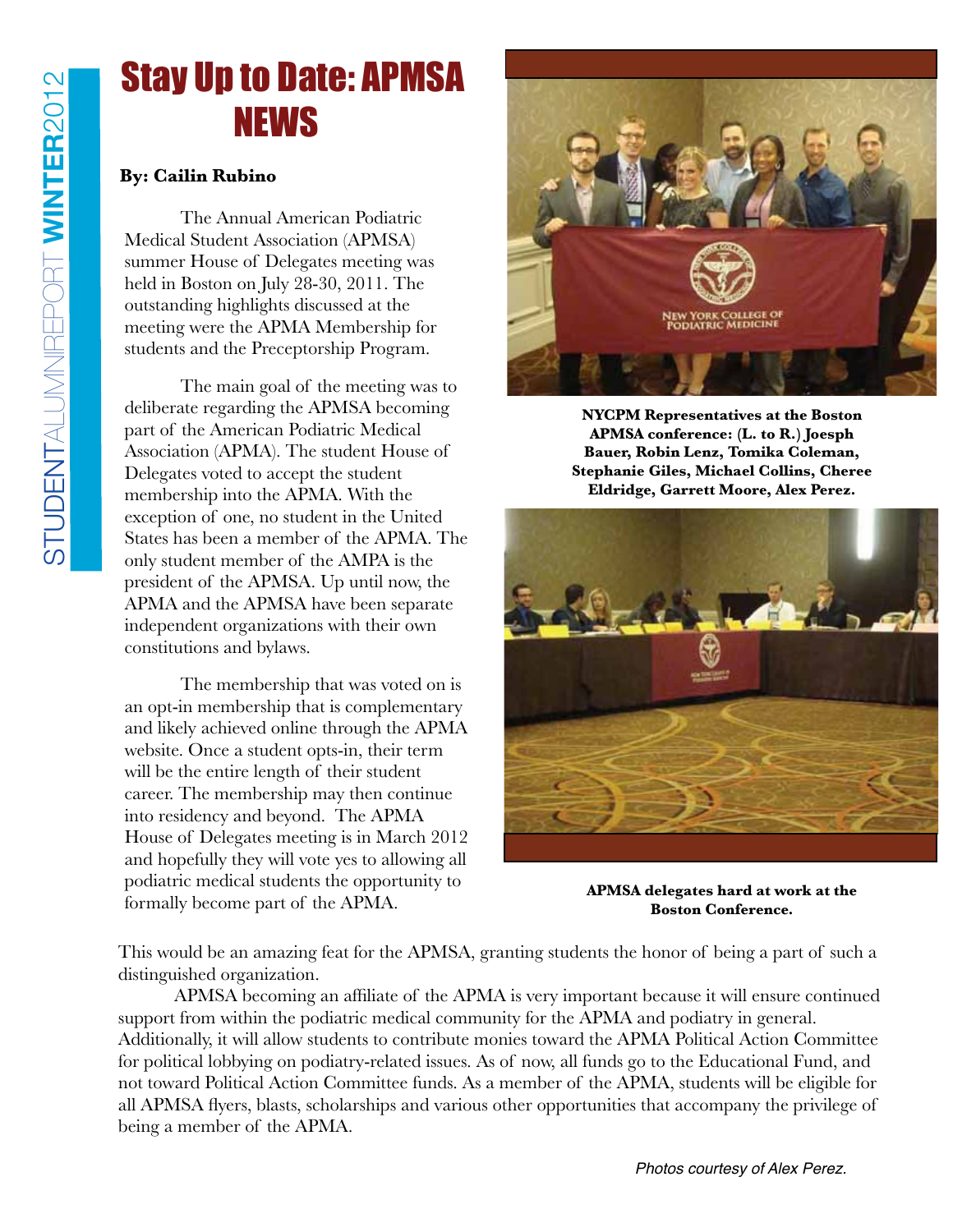# Stay Up to Date: APMSA NEWS

**By: Cailin Rubino**

The Annual American Podiatric Medical Student Association (APMSA) summer House of Delegates meeting was held in Boston on July 28-30, 2011. The outstanding highlights discussed at the meeting were the APMA Membership for students and the Preceptorship Program.

The main goal of the meeting was to deliberate regarding the APMSA becoming part of the American Podiatric Medical Association (APMA). The student House of Delegates voted to accept the student membership into the APMA. With the exception of one, no student in the United States has been a member of the APMA. The only student member of the AMPA is the president of the APMSA. Up until now, the APMA and the APMSA have been separate independent organizations with their own constitutions and bylaws.

The membership that was voted on is an opt-in membership that is complementary and likely achieved online through the APMA website. Once a student opts-in, their term will be the entire length of their student career. The membership may then continue into residency and beyond. The APMA House of Delegates meeting is in March 2012 and hopefully they will vote yes to allowing all podiatric medical students the opportunity to formally become part of the APMA. This would be an amazing feat for the APMSA, granting students the honor of being a part of such a distinguished organization.

APMSA becoming an affiliate of the APMA is very important because it will ensure continued support from within the podiatric medical community for the APMA and podiatry in general. Additionally, it will allow students to contribute monies toward the APMA Political Action Committee for political lobbying on podiatry-related issues. As of now, all funds go to the Educational Fund, and not toward Political Action Committee funds. As a member of the APMA, students will be eligible for all APMSA flyers, blasts, scholarships and various other opportunities that accompany the privilege of being a member of the APMA.

**NYCPM Representatives at the Boston APMSA conference: (L. to R.) Joesph Bauer, Robin Lenz, Tomika Coleman, Stephanie Giles, Michael Collins, Cheree Eldridge, Garrett Moore, Alex Perez.**

**APMSA delegates hard at work at the Boston Conference.**

*Photos courtesy of Alex Perez.*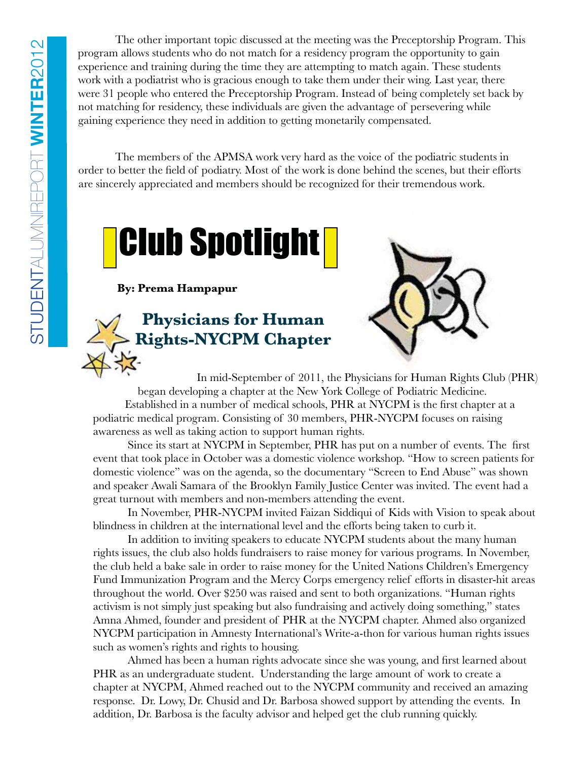The other important topic discussed at the meeting was the Preceptorship Program. This program allows students who do not match for a residency program the opportunity to gain experience and training during the time they are attempting to match again. These students work with a podiatrist who is gracious enough to take them under their wing. Last year, there were 31 people who entered the Preceptorship Program. Instead of being completely set back by not matching for residency, these individuals are given the advantage of persevering while gaining experience they need in addition to getting monetarily compensated.

The members of the APMSA work very hard as the voice of the podiatric students in order to better the field of podiatry. Most of the work is done behind the scenes, but their efforts are sincerely appreciated and members should be recognized for their tremendous work.

# Club Spotlight

**By: Prema Hampapur**

## Physicians for Human Rights-NYCPM Chapter

In mid-September of 2011, the Physicians for Human Rights Club (PHR) began developing a chapter at the New York College of Podiatric Medicine. Established in a number of medical schools, PHR at NYCPM is the first chapter at a podiatric medical program. Consisting of 30 members, PHR-NYCPM focuses on raising awareness as well as taking action to support human rights.

Since its start at NYCPM in September, PHR has put on a number of events. The first event that took place in October was a domestic violence workshop. "How to screen patients for domestic violence" was on the agenda, so the documentary "Screen to End Abuse" was shown and speaker Awali Samara of the Brooklyn Family Justice Center was invited. The event had a great turnout with members and non-members attending the event.

In November, PHR-NYCPM invited Faizan Siddiqui of Kids with Vision to speak about blindness in children at the international level and the efforts being taken to curb it.

In addition to inviting speakers to educate NYCPM students about the many human rights issues, the club also holds fundraisers to raise money for various programs. In November, the club held a bake sale in order to raise money for the United Nations Children's Emergency Fund Immunization Program and the Mercy Corps emergency relief efforts in disaster-hit areas throughout the world. Over $250 was raised and sent to both organizations. "Human rights activism is not simply just speaking but also fundraising and actively doing something," states Amna Ahmed, founder and president of PHR at the NYCPM chapter. Ahmed also organized NYCPM participation in Amnesty International's Write-a-thon for various human rights issues such as women's rights and rights to housing.

Ahmed has been a human rights advocate since she was young, and first learned about PHR as an undergraduate student. Understanding the large amount of work to create a chapter at NYCPM, Ahmed reached out to the NYCPM community and received an amazing response. Dr. Lowy, Dr. Chusid and Dr. Barbosa showed support by attending the events. In addition, Dr. Barbosa is the faculty advisor and helped get the club running quickly.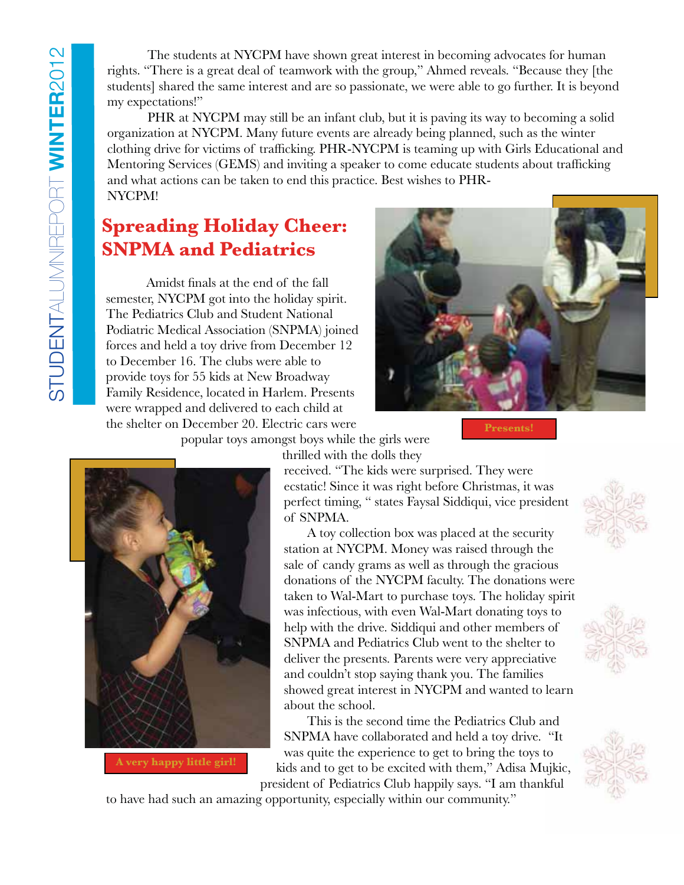The students at NYCPM have shown great interest in becoming advocates for human rights. "There is a great deal of teamwork with the group," Ahmed reveals. "Because they [the students] shared the same interest and are so passionate, we were able to go further. It is beyond my expectations!"

PHR at NYCPM may still be an infant club, but it is paving its way to becoming a solid organization at NYCPM. Many future events are already being planned, such as the winter clothing drive for victims of trafficking. PHR-NYCPM is teaming up with Girls Educational and Mentoring Services (GEMS) and inviting a speaker to come educate students about trafficking and what actions can be taken to end this practice. Best wishes to PHR-NYCPM!

## Spreading Holiday Cheer: SNPMA and Pediatrics

Amidst finals at the end of the fall semester, NYCPM got into the holiday spirit. The Pediatrics Club and Student National Podiatric Medical Association (SNPMA) joined forces and held a toy drive from December 12 to December 16. The clubs were able to provide toys for 55 kids at New Broadway Family Residence, located in Harlem. Presents were wrapped and delivered to each child at the shelter on December 20. Electric cars were popular toys amongst boys while the girls were thrilled with the dolls they received. "The kids were surprised. They were ecstatic! Since it was right before Christmas, it was perfect timing, " states Faysal Siddiqui, vice president of SNPMA.

Presents!

A toy collection box was placed at the security station at NYCPM. Money was raised through the sale of candy grams as well as through the gracious donations of the NYCPM faculty. The donations were taken to Wal-Mart to purchase toys. The holiday spirit was infectious, with even Wal-Mart donating toys to help with the drive. Siddiqui and other members of SNPMA and Pediatrics Club went to the shelter to deliver the presents. Parents were very appreciative and couldn't stop saying thank you. The families showed great interest in NYCPM and wanted to learn about the school.

This is the second time the Pediatrics Club and SNPMA have collaborated and held a toy drive. "It was quite the experience to get to bring the toys to kids and to get to be excited with them," Adisa Mujkic, president of Pediatrics Club happily says. "I am thankful to have had such an amazing opportunity, especially within our community."

A very happy little girl!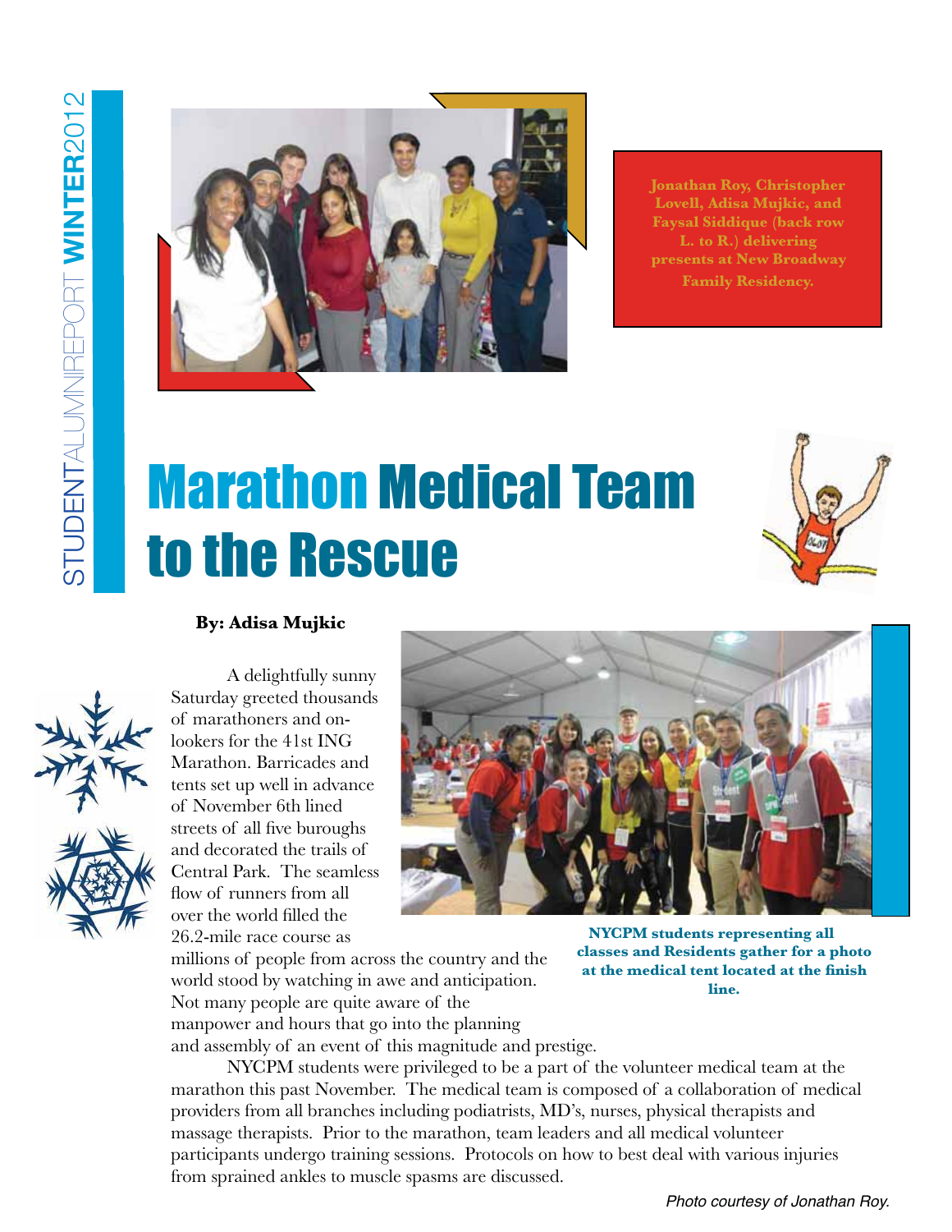Jonathan Roy, Christopher Lovell, Adisa Mujkic, and Faysal Siddique (back row L. to R.) delivering presents at New Broadway Family Residency.

# Marathon Medical Team to the Rescue

**By: Adisa Mujkic**

A delightfully sunny Saturday greeted thousands of marathoners and on-lookers for the 41st ING Marathon. Barricades and tents set up well in advance of November 6th lined streets of all five buroughs and decorated the trails of Central Park. The seamless flow of runners from all over the world filled the 26.2-mile race course as millions of people from across the country and the world stood by watching in awe and anticipation. Not many people are quite aware of the manpower and hours that go into the planning and assembly of an event of this magnitude and prestige.

**NYCPM students representing all classes and Residents gather for a photo at the medical tent located at the finish line.**

NYCPM students were privileged to be a part of the volunteer medical team at the marathon this past November. The medical team is composed of a collaboration of medical providers from all branches including podiatrists, MD's, nurses, physical therapists and massage therapists. Prior to the marathon, team leaders and all medical volunteer participants undergo training sessions. Protocols on how to best deal with various injuries from sprained ankles to muscle spasms are discussed.

*Photo courtesy of Jonathan Roy.*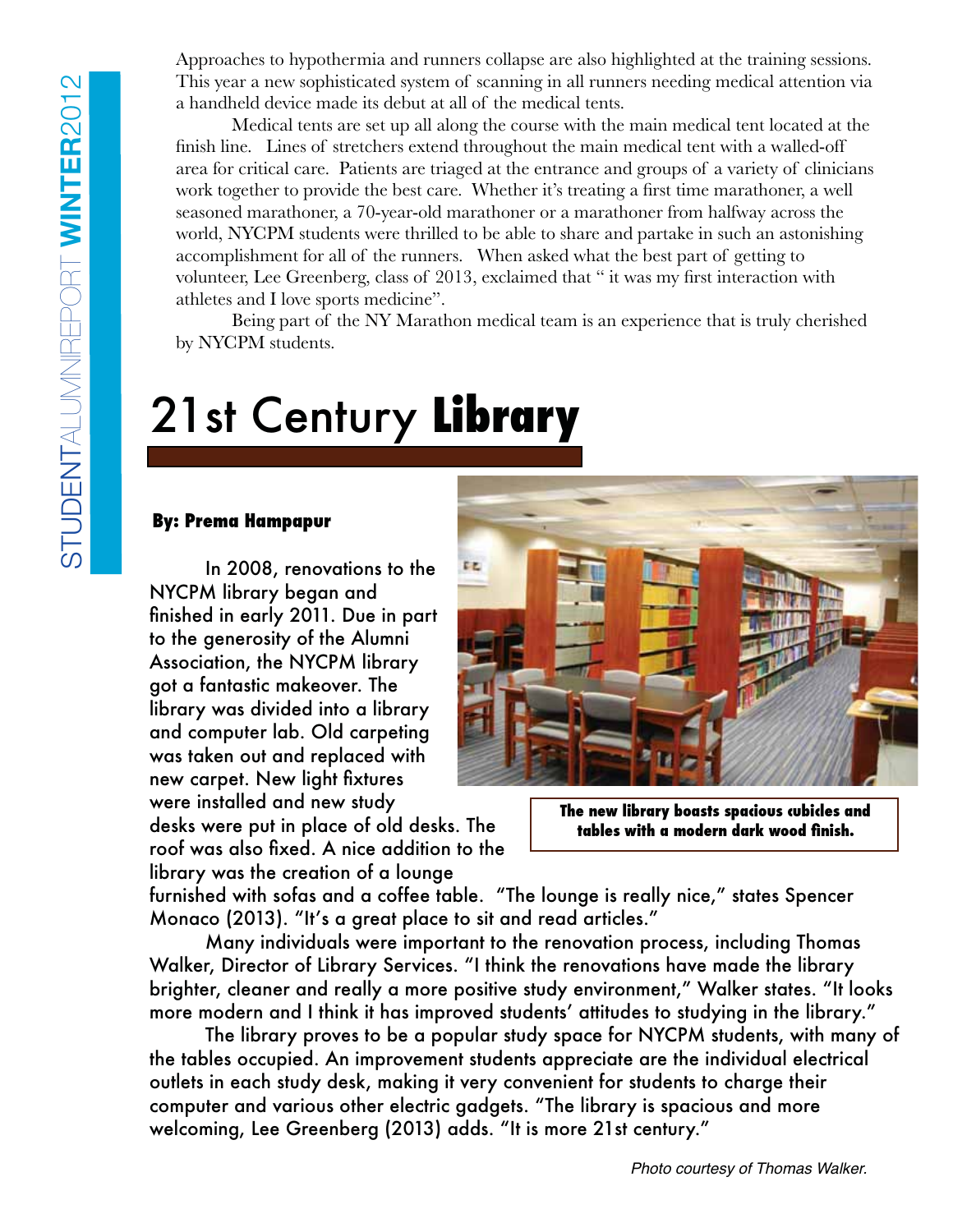Approaches to hypothermia and runners collapse are also highlighted at the training sessions. This year a new sophisticated system of scanning in all runners needing medical attention via a handheld device made its debut at all of the medical tents.

Medical tents are set up all along the course with the main medical tent located at the finish line. Lines of stretchers extend throughout the main medical tent with a walled-off area for critical care. Patients are triaged at the entrance and groups of a variety of clinicians work together to provide the best care. Whether it's treating a first time marathoner, a well seasoned marathoner, a 70-year-old marathoner or a marathoner from halfway across the world, NYCPM students were thrilled to be able to share and partake in such an astonishing accomplishment for all of the runners. When asked what the best part of getting to volunteer, Lee Greenberg, class of 2013, exclaimed that " it was my first interaction with athletes and I love sports medicine".

Being part of the NY Marathon medical team is an experience that is truly cherished by NYCPM students.

# 21st Century **Library**

**By: Prema Hampapur**

In 2008, renovations to the NYCPM library began and finished in early 2011. Due in part to the generosity of the Alumni Association, the NYCPM library got a fantastic makeover. The library was divided into a library and computer lab. Old carpeting was taken out and replaced with new carpet. New light fixtures were installed and new study desks were put in place of old desks. The roof was also fixed. A nice addition to the library was the creation of a lounge furnished with sofas and a coffee table. "The lounge is really nice," states Spencer Monaco (2013). "It's a great place to sit and read articles."

**The new library boasts spacious cubicles and tables with a modern dark wood finish.**

Many individuals were important to the renovation process, including Thomas Walker, Director of Library Services. "I think the renovations have made the library brighter, cleaner and really a more positive study environment," Walker states. "It looks more modern and I think it has improved students' attitudes to studying in the library."

The library proves to be a popular study space for NYCPM students, with many of the tables occupied. An improvement students appreciate are the individual electrical outlets in each study desk, making it very convenient for students to charge their computer and various other electric gadgets. "The library is spacious and more welcoming, Lee Greenberg (2013) adds. "It is more 21st century."

*Photo courtesy of Thomas Walker.*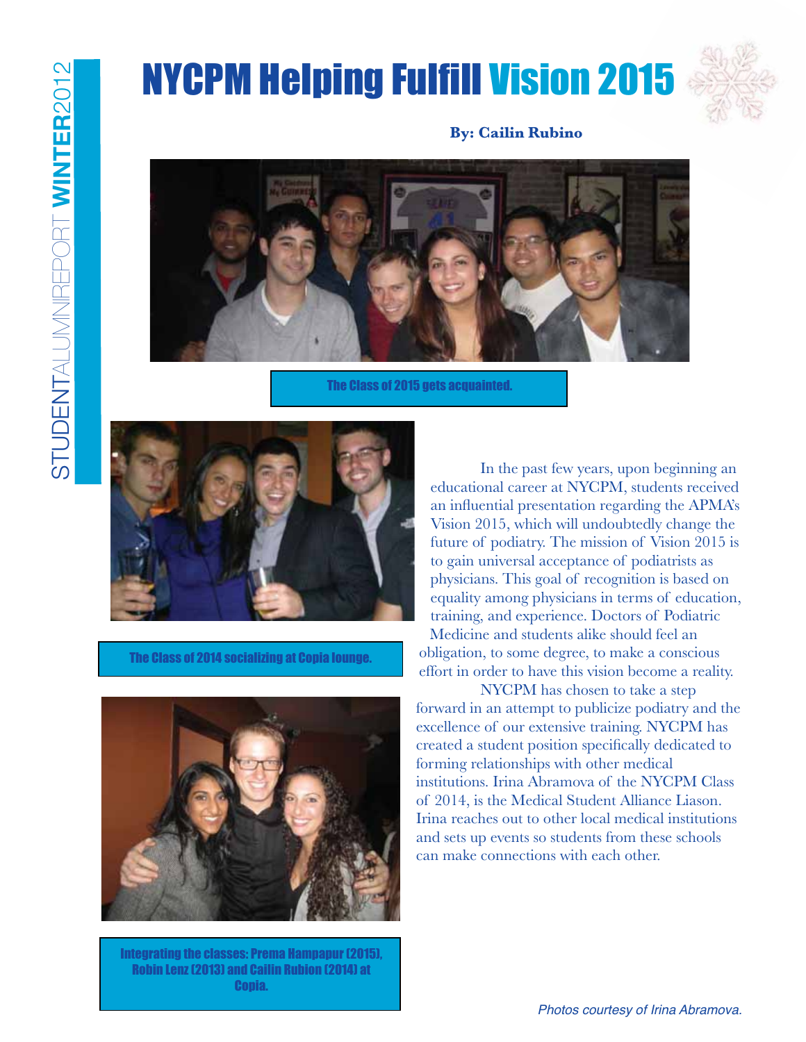# NYCPM Helping Fulfill Vision 2015

**By: Cailin Rubino**

The Class of 2015 gets acquainted.

The Class of 2014 socializing at Copia lounge.

Integrating the classes: Prema Hampapur (2015), Robin Lenz (2013) and Cailin Rubion (2014) at Copia.

In the past few years, upon beginning an educational career at NYCPM, students received an influential presentation regarding the APMA's Vision 2015, which will undoubtedly change the future of podiatry. The mission of Vision 2015 is to gain universal acceptance of podiatrists as physicians. This goal of recognition is based on equality among physicians in terms of education, training, and experience. Doctors of Podiatric Medicine and students alike should feel an obligation, to some degree, to make a conscious effort in order to have this vision become a reality.

NYCPM has chosen to take a step forward in an attempt to publicize podiatry and the excellence of our extensive training. NYCPM has created a student position specifically dedicated to forming relationships with other medical institutions. Irina Abramova of the NYCPM Class of 2014, is the Medical Student Alliance Liason. Irina reaches out to other local medical institutions and sets up events so students from these schools can make connections with each other.

*Photos courtesy of Irina Abramova.*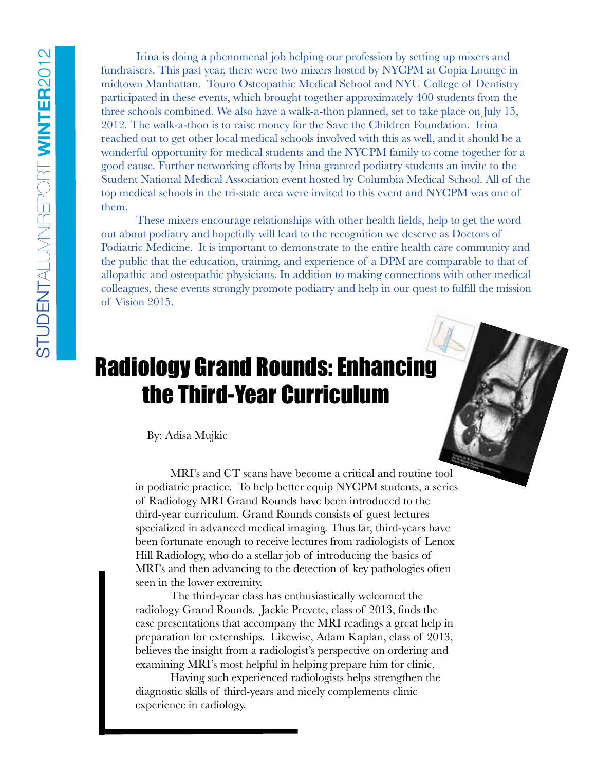Irina is doing a phenomenal job helping our profession by setting up mixers and fundraisers. This past year, there were two mixers hosted by NYCPM at Copia Lounge in midtown Manhattan. Touro Osteopathic Medical School and NYU College of Dentistry participated in these events, which brought together approximately 400 students from the three schools combined. We also have a walk-a-thon planned, set to take place on July 15, 2012. The walk-a-thon is to raise money for the Save the Children Foundation. Irina reached out to get other local medical schools involved with this as well, and it should be a wonderful opportunity for medical students and the NYCPM family to come together for a good cause. Further networking efforts by Irina granted podiatry students an invite to the Student National Medical Association event hosted by Columbia Medical School. All of the top medical schools in the tri-state area were invited to this event and NYCPM was one of them.

These mixers encourage relationships with other health fields, help to get the word out about podiatry and hopefully will lead to the recognition we deserve as Doctors of Podiatric Medicine. It is important to demonstrate to the entire health care community and the public that the education, training, and experience of a DPM are comparable to that of allopathic and osteopathic physicians. In addition to making connections with other medical colleagues, these events strongly promote podiatry and help in our quest to fulfill the mission of Vision 2015.

# Radiology Grand Rounds: Enhancing the Third-Year Curriculum

By: Adisa Mujkic

MRI's and CT scans have become a critical and routine tool in podiatric practice. To help better equip NYCPM students, a series of Radiology MRI Grand Rounds have been introduced to the third-year curriculum. Grand Rounds consists of guest lectures specialized in advanced medical imaging. Thus far, third-years have been fortunate enough to receive lectures from radiologists of Lenox Hill Radiology, who do a stellar job of introducing the basics of MRI's and then advancing to the detection of key pathologies often seen in the lower extremity.

The third-year class has enthusiastically welcomed the radiology Grand Rounds. Jackie Prevete, class of 2013, finds the case presentations that accompany the MRI readings a great help in preparation for externships. Likewise, Adam Kaplan, class of 2013, believes the insight from a radiologist's perspective on ordering and examining MRI's most helpful in helping prepare him for clinic.

Having such experienced radiologists helps strengthen the diagnostic skills of third-years and nicely complements clinic experience in radiology.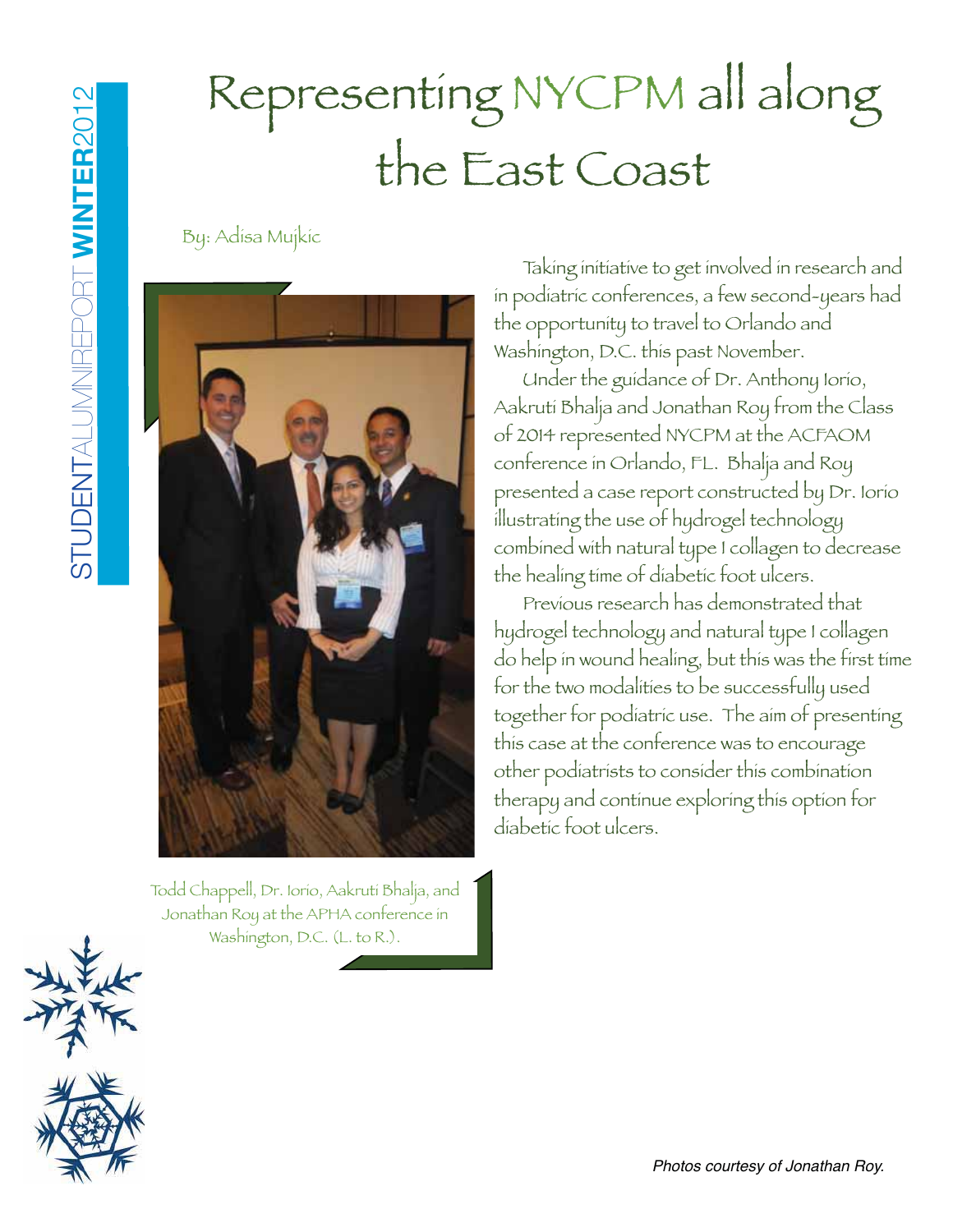# Representing NYCPM all along the East Coast

By: Adisa Mujkic

Todd Chappell, Dr. Iorio, Aakruti Bhalja, and Jonathan Roy at the APHA conference in Washington, D.C. (L. to R.).

Taking initiative to get involved in research and in podiatric conferences, a few second-years had the opportunity to travel to Orlando and Washington, D.C. this past November.

Under the guidance of Dr. Anthony Iorio, Aakruti Bhalja and Jonathan Roy from the Class of 2014 represented NYCPM at the ACFAOM conference in Orlando, FL. Bhalja and Roy presented a case report constructed by Dr. Iorio illustrating the use of hydrogel technology combined with natural type I collagen to decrease the healing time of diabetic foot ulcers.

Previous research has demonstrated that hydrogel technology and natural type I collagen do help in wound healing, but this was the first time for the two modalities to be successfully used together for podiatric use. The aim of presenting this case at the conference was to encourage other podiatrists to consider this combination therapy and continue exploring this option for diabetic foot ulcers.

*Photos courtesy of Jonathan Roy.*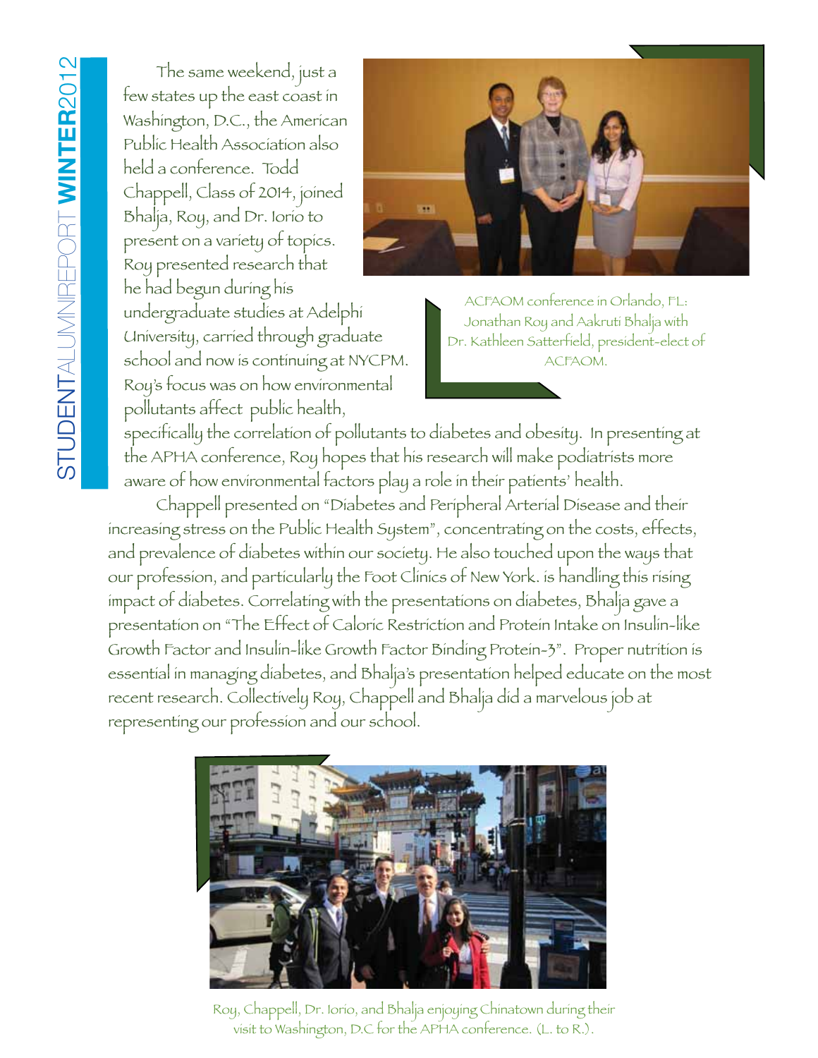The same weekend, just a few states up the east coast in Washington, D.C., the American Public Health Association also held a conference. Todd Chappell, Class of 2014, joined Bhalja, Roy, and Dr. Iorio to present on a variety of topics. Roy presented research that he had begun during his undergraduate studies at Adelphi University, carried through graduate school and now is continuing at NYCPM. Roy's focus was on how environmental pollutants affect public health, specifically the correlation of pollutants to diabetes and obesity. In presenting at the APHA conference, Roy hopes that his research will make podiatrists more aware of how environmental factors play a role in their patients' health.

ACFAOM conference in Orlando, FL: Jonathan Roy and Aakruti Bhalja with Dr. Kathleen Satterfield, president-elect of ACFAOM.

Chappell presented on "Diabetes and Peripheral Arterial Disease and their increasing stress on the Public Health System", concentrating on the costs, effects, and prevalence of diabetes within our society. He also touched upon the ways that our profession, and particularly the Foot Clinics of New York. is handling this rising impact of diabetes. Correlating with the presentations on diabetes, Bhalja gave a presentation on "The Effect of Caloric Restriction and Protein Intake on Insulin-like Growth Factor and Insulin-like Growth Factor Binding Protein-3". Proper nutrition is essential in managing diabetes, and Bhalja's presentation helped educate on the most recent research. Collectively Roy, Chappell and Bhalja did a marvelous job at representing our profession and our school.

Roy, Chappell, Dr. Iorio, and Bhalja enjoying Chinatown during their visit to Washington, D.C for the APHA conference. (L. to R.).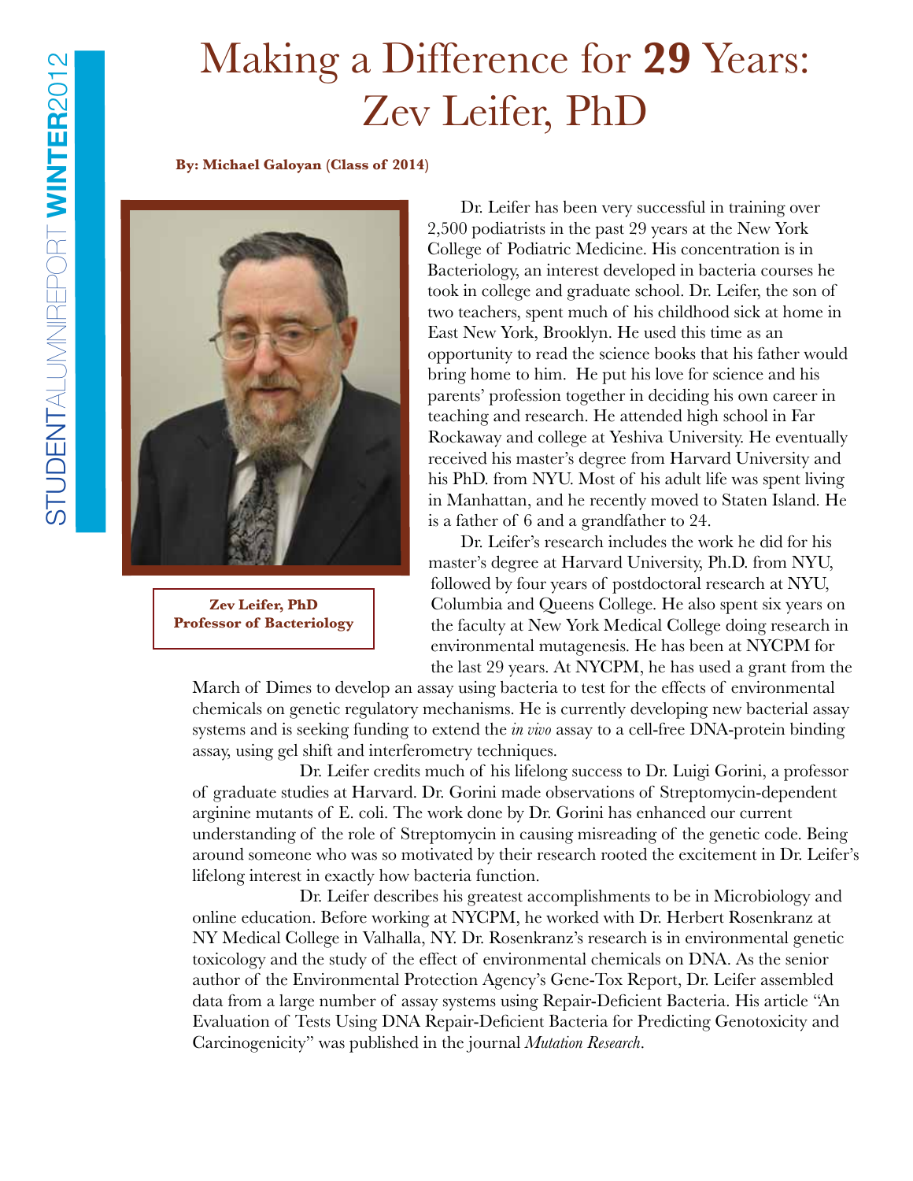# Making a Difference for **29** Years: Zev Leifer, PhD

**By: Michael Galoyan (Class of 2014)**

**Zev Leifer, PhD**
**Professor of Bacteriology**

Dr. Leifer has been very successful in training over 2,500 podiatrists in the past 29 years at the New York College of Podiatric Medicine. His concentration is in Bacteriology, an interest developed in bacteria courses he took in college and graduate school. Dr. Leifer, the son of two teachers, spent much of his childhood sick at home in East New York, Brooklyn. He used this time as an opportunity to read the science books that his father would bring home to him. He put his love for science and his parents' profession together in deciding his own career in teaching and research. He attended high school in Far Rockaway and college at Yeshiva University. He eventually received his master's degree from Harvard University and his PhD. from NYU. Most of his adult life was spent living in Manhattan, and he recently moved to Staten Island. He is a father of 6 and a grandfather to 24.

Dr. Leifer's research includes the work he did for his master's degree at Harvard University, Ph.D. from NYU, followed by four years of postdoctoral research at NYU, Columbia and Queens College. He also spent six years on the faculty at New York Medical College doing research in environmental mutagenesis. He has been at NYCPM for the last 29 years. At NYCPM, he has used a grant from the March of Dimes to develop an assay using bacteria to test for the effects of environmental chemicals on genetic regulatory mechanisms. He is currently developing new bacterial assay systems and is seeking funding to extend the *in vivo* assay to a cell-free DNA-protein binding assay, using gel shift and interferometry techniques.

Dr. Leifer credits much of his lifelong success to Dr. Luigi Gorini, a professor of graduate studies at Harvard. Dr. Gorini made observations of Streptomycin-dependent arginine mutants of E. coli. The work done by Dr. Gorini has enhanced our current understanding of the role of Streptomycin in causing misreading of the genetic code. Being around someone who was so motivated by their research rooted the excitement in Dr. Leifer's lifelong interest in exactly how bacteria function.

Dr. Leifer describes his greatest accomplishments to be in Microbiology and online education. Before working at NYCPM, he worked with Dr. Herbert Rosenkranz at NY Medical College in Valhalla, NY. Dr. Rosenkranz's research is in environmental genetic toxicology and the study of the effect of environmental chemicals on DNA. As the senior author of the Environmental Protection Agency's Gene-Tox Report, Dr. Leifer assembled data from a large number of assay systems using Repair-Deficient Bacteria. His article "An Evaluation of Tests Using DNA Repair-Deficient Bacteria for Predicting Genotoxicity and Carcinogenicity" was published in the journal *Mutation Research*.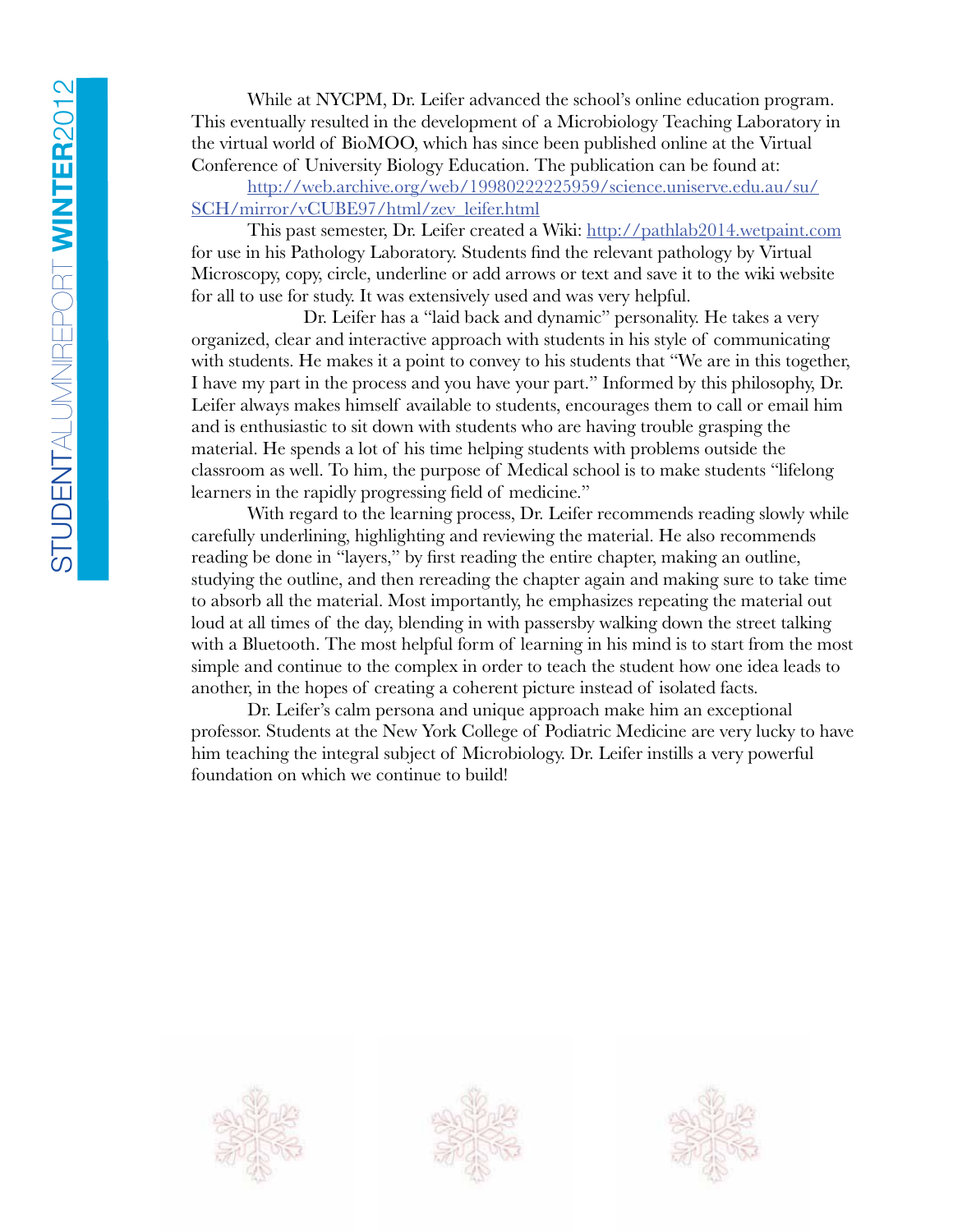While at NYCPM, Dr. Leifer advanced the school's online education program. This eventually resulted in the development of a Microbiology Teaching Laboratory in the virtual world of BioMOO, which has since been published online at the Virtual Conference of University Biology Education. The publication can be found at: http://web.archive.org/web/19980222225959/science.uniserve.edu.au/su/SCH/mirror/vCUBE97/html/zev_leifer.html

This past semester, Dr. Leifer created a Wiki: http://pathlab2014.wetpaint.com for use in his Pathology Laboratory. Students find the relevant pathology by Virtual Microscopy, copy, circle, underline or add arrows or text and save it to the wiki website for all to use for study. It was extensively used and was very helpful.

Dr. Leifer has a "laid back and dynamic" personality. He takes a very organized, clear and interactive approach with students in his style of communicating with students. He makes it a point to convey to his students that "We are in this together, I have my part in the process and you have your part." Informed by this philosophy, Dr. Leifer always makes himself available to students, encourages them to call or email him and is enthusiastic to sit down with students who are having trouble grasping the material. He spends a lot of his time helping students with problems outside the classroom as well. To him, the purpose of Medical school is to make students "lifelong learners in the rapidly progressing field of medicine."

With regard to the learning process, Dr. Leifer recommends reading slowly while carefully underlining, highlighting and reviewing the material. He also recommends reading be done in "layers," by first reading the entire chapter, making an outline, studying the outline, and then rereading the chapter again and making sure to take time to absorb all the material. Most importantly, he emphasizes repeating the material out loud at all times of the day, blending in with passersby walking down the street talking with a Bluetooth. The most helpful form of learning in his mind is to start from the most simple and continue to the complex in order to teach the student how one idea leads to another, in the hopes of creating a coherent picture instead of isolated facts.

Dr. Leifer's calm persona and unique approach make him an exceptional professor. Students at the New York College of Podiatric Medicine are very lucky to have him teaching the integral subject of Microbiology. Dr. Leifer instills a very powerful foundation on which we continue to build!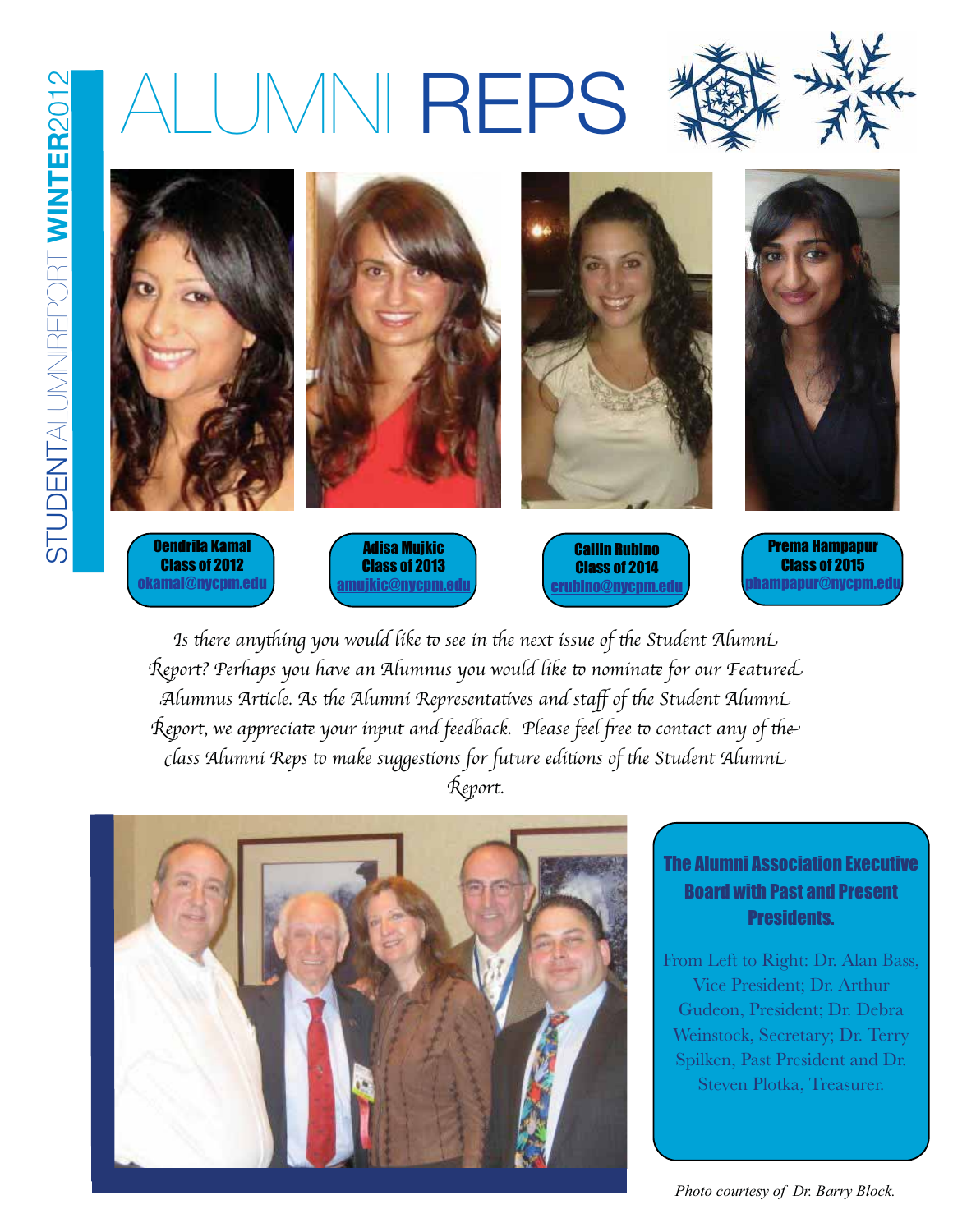# ALUMNI REPS

**Oendrila Kamal**
**Class of 2012**
okamal@nycpm.edu

**Adisa Mujkic**
**Class of 2013**
amujkic@nycpm.edu

**Cailin Rubino**
**Class of 2014**
crubino@nycpm.edu

**Prema Hampapur**
**Class of 2015**
phampapur@nycpm.edu

*Is there anything you would like to see in the next issue of the Student Alumni Report? Perhaps you have an Alumnus you would like to nominate for our Featured Alumnus Article. As the Alumni Representatives and staff of the Student Alumni Report, we appreciate your input and feedback. Please feel free to contact any of the class Alumni Reps to make suggestions for future editions of the Student Alumni Report.*

**The Alumni Association Executive Board with Past and Present Presidents.**

From Left to Right: Dr. Alan Bass, Vice President; Dr. Arthur Gudeon, President; Dr. Debra Weinstock, Secretary; Dr. Terry Spilken, Past President and Dr. Steven Plotka, Treasurer.

*Photo courtesy of Dr. Barry Block.*